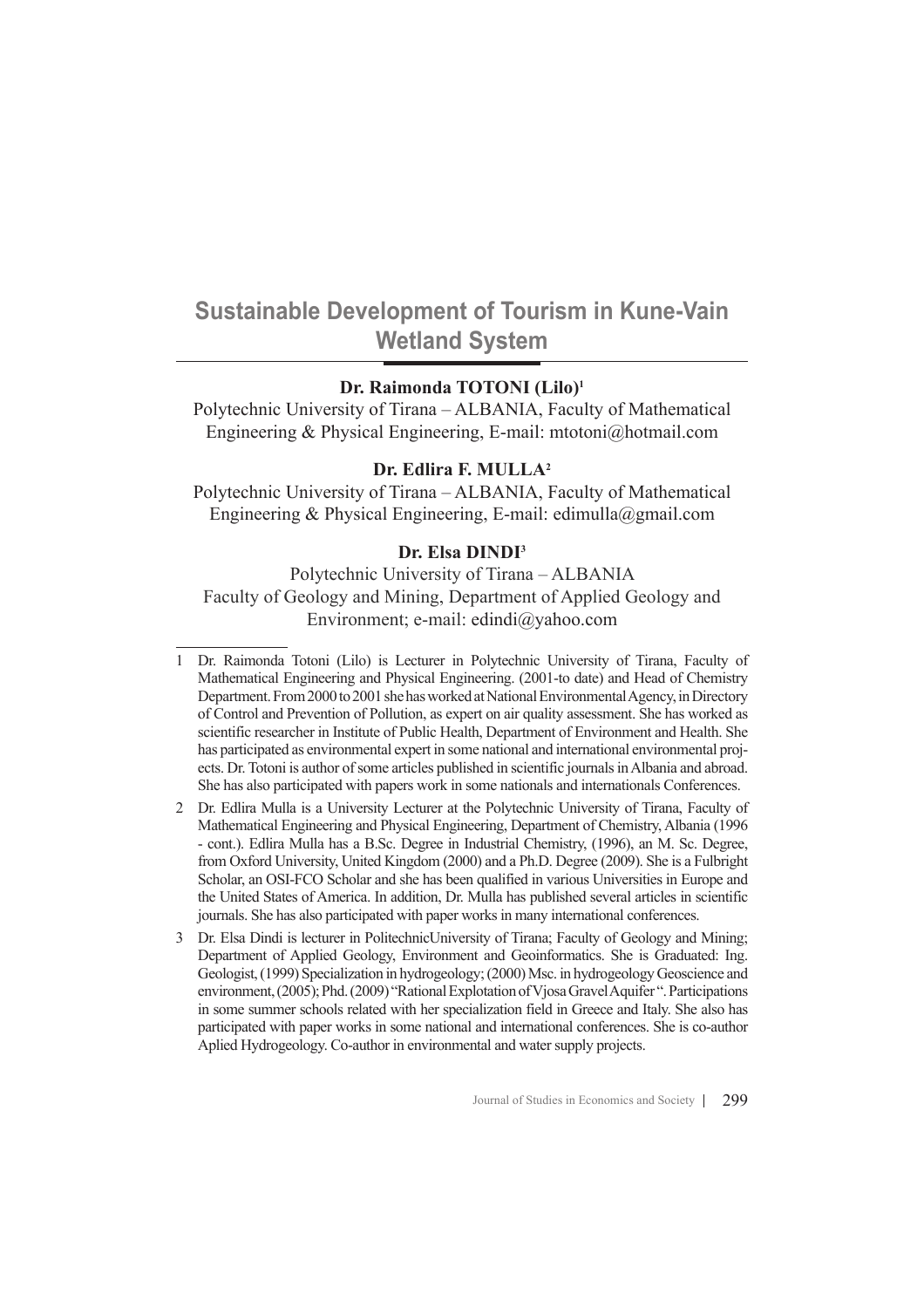# Sustainable Development of Tourism in Kune-Vain Wetland System

**Dr. Raimonda TOTONI (Lilo)**[1]

Polytechnic University of Tirana – ALBANIA, Faculty of Mathematical Engineering & Physical Engineering, E-mail: mtotoni@hotmail.com

**Dr. Edlira F. MULLA**[2]

Polytechnic University of Tirana – ALBANIA, Faculty of Mathematical Engineering & Physical Engineering, E-mail: edimulla@gmail.com

**Dr. Elsa DINDI**[3]

Polytechnic University of Tirana – ALBANIA
Faculty of Geology and Mining, Department of Applied Geology and Environment; e-mail: edindi@yahoo.com

---

1 Dr. Raimonda Totoni (Lilo) is Lecturer in Polytechnic University of Tirana, Faculty of Mathematical Engineering and Physical Engineering. (2001-to date) and Head of Chemistry Department. From 2000 to 2001 she has worked at National Environmental Agency, in Directory of Control and Prevention of Pollution, as expert on air quality assessment. She has worked as scientific researcher in Institute of Public Health, Department of Environment and Health. She has participated as environmental expert in some national and international environmental projects. Dr. Totoni is author of some articles published in scientific journals in Albania and abroad. She has also participated with papers work in some nationals and internationals Conferences.

2 Dr. Edlira Mulla is a University Lecturer at the Polytechnic University of Tirana, Faculty of Mathematical Engineering and Physical Engineering, Department of Chemistry, Albania (1996 - cont.). Edlira Mulla has a B.Sc. Degree in Industrial Chemistry, (1996), an M. Sc. Degree, from Oxford University, United Kingdom (2000) and a Ph.D. Degree (2009). She is a Fulbright Scholar, an OSI-FCO Scholar and she has been qualified in various Universities in Europe and the United States of America. In addition, Dr. Mulla has published several articles in scientific journals. She has also participated with paper works in many international conferences.

3 Dr. Elsa Dindi is lecturer in PolitechnicUniversity of Tirana; Faculty of Geology and Mining; Department of Applied Geology, Environment and Geoinformatics. She is Graduated: Ing. Geologist, (1999) Specialization in hydrogeology; (2000) Msc. in hydrogeology Geoscience and environment, (2005); Phd. (2009) "Rational Explotation of Vjosa Gravel Aquifer ". Participations in some summer schools related with her specialization field in Greece and Italy. She also has participated with paper works in some national and international conferences. She is co-author Aplied Hydrogeology. Co-author in environmental and water supply projects.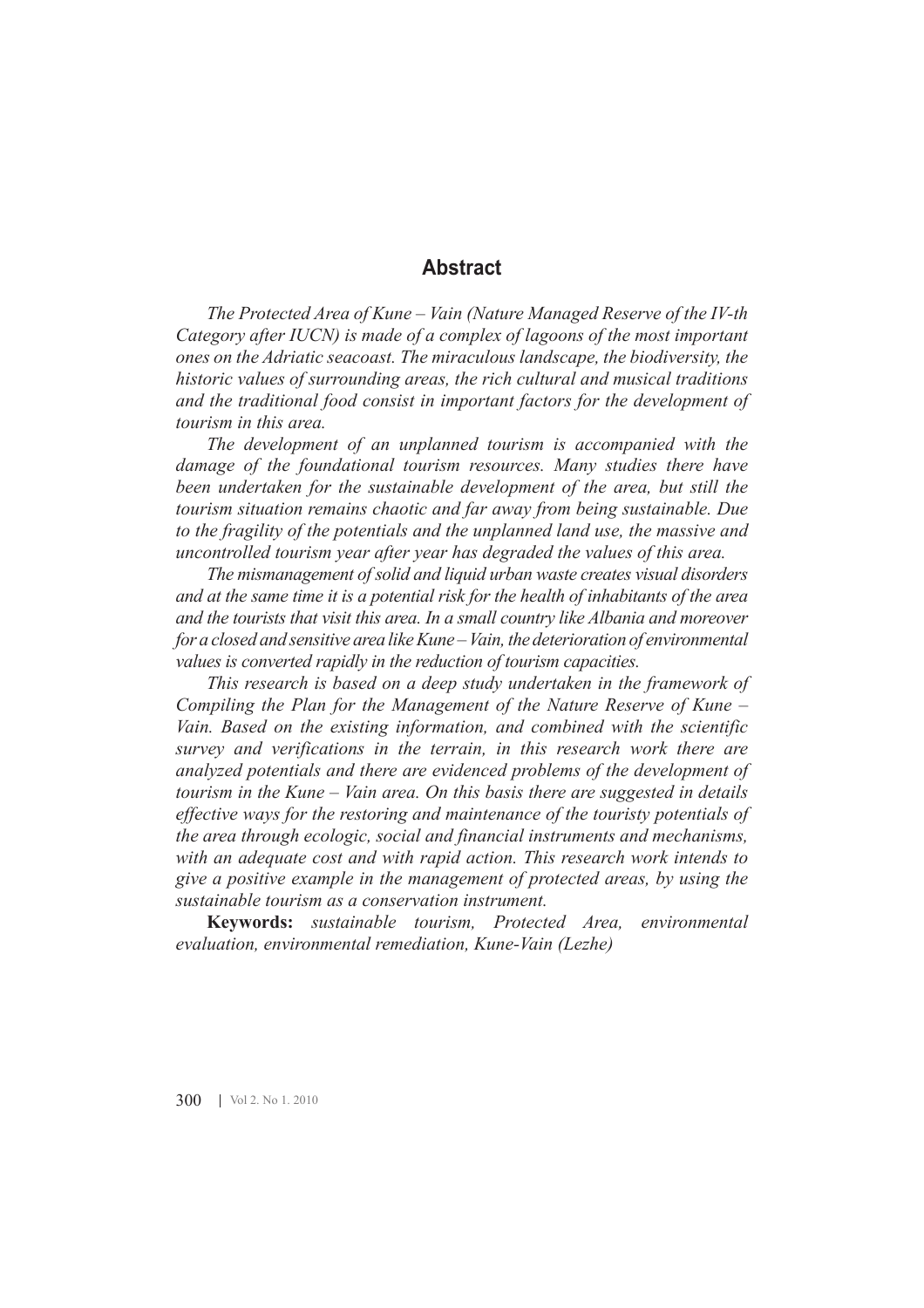## Abstract

*The Protected Area of Kune – Vain (Nature Managed Reserve of the IV-th Category after IUCN) is made of a complex of lagoons of the most important ones on the Adriatic seacoast. The miraculous landscape, the biodiversity, the historic values of surrounding areas, the rich cultural and musical traditions and the traditional food consist in important factors for the development of tourism in this area.*

*The development of an unplanned tourism is accompanied with the damage of the foundational tourism resources. Many studies there have been undertaken for the sustainable development of the area, but still the tourism situation remains chaotic and far away from being sustainable. Due to the fragility of the potentials and the unplanned land use, the massive and uncontrolled tourism year after year has degraded the values of this area.*

*The mismanagement of solid and liquid urban waste creates visual disorders and at the same time it is a potential risk for the health of inhabitants of the area and the tourists that visit this area. In a small country like Albania and moreover for a closed and sensitive area like Kune – Vain, the deterioration of environmental values is converted rapidly in the reduction of tourism capacities.*

*This research is based on a deep study undertaken in the framework of Compiling the Plan for the Management of the Nature Reserve of Kune – Vain. Based on the existing information, and combined with the scientific survey and verifications in the terrain, in this research work there are analyzed potentials and there are evidenced problems of the development of tourism in the Kune – Vain area. On this basis there are suggested in details effective ways for the restoring and maintenance of the touristy potentials of the area through ecologic, social and financial instruments and mechanisms, with an adequate cost and with rapid action. This research work intends to give a positive example in the management of protected areas, by using the sustainable tourism as a conservation instrument.*

**Keywords:** *sustainable tourism, Protected Area, environmental evaluation, environmental remediation, Kune-Vain (Lezhe)*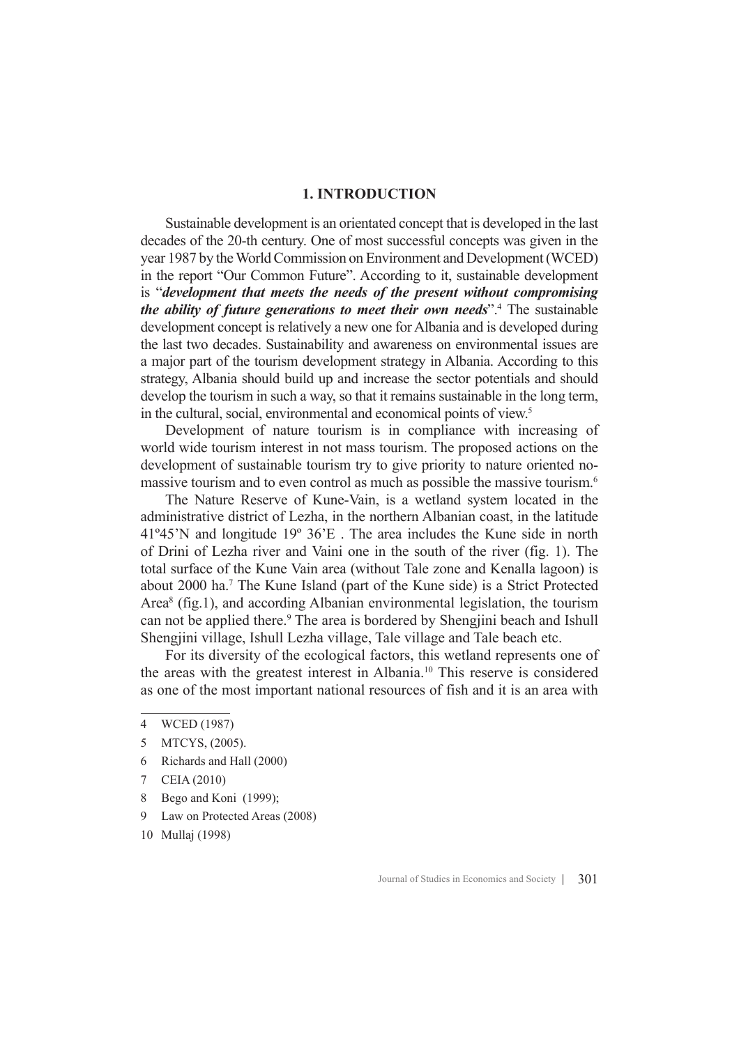## 1. INTRODUCTION

Sustainable development is an orientated concept that is developed in the last decades of the 20-th century. One of most successful concepts was given in the year 1987 by the World Commission on Environment and Development (WCED) in the report "Our Common Future". According to it, sustainable development is "***development that meets the needs of the present without compromising the ability of future generations to meet their own needs***".[4] The sustainable development concept is relatively a new one for Albania and is developed during the last two decades. Sustainability and awareness on environmental issues are a major part of the tourism development strategy in Albania. According to this strategy, Albania should build up and increase the sector potentials and should develop the tourism in such a way, so that it remains sustainable in the long term, in the cultural, social, environmental and economical points of view.[5]

Development of nature tourism is in compliance with increasing of world wide tourism interest in not mass tourism. The proposed actions on the development of sustainable tourism try to give priority to nature oriented no-massive tourism and to even control as much as possible the massive tourism.[6]

The Nature Reserve of Kune-Vain, is a wetland system located in the administrative district of Lezha, in the northern Albanian coast, in the latitude 41º45'N and longitude 19º 36'E . The area includes the Kune side in north of Drini of Lezha river and Vaini one in the south of the river (fig. 1). The total surface of the Kune Vain area (without Tale zone and Kenalla lagoon) is about 2000 ha.[7] The Kune Island (part of the Kune side) is a Strict Protected Area[8] (fig.1), and according Albanian environmental legislation, the tourism can not be applied there.[9] The area is bordered by Shengjini beach and Ishull Shengjini village, Ishull Lezha village, Tale village and Tale beach etc.

For its diversity of the ecological factors, this wetland represents one of the areas with the greatest interest in Albania.[10] This reserve is considered as one of the most important national resources of fish and it is an area with

---

4 WCED (1987)

5 MTCYS, (2005).

6 Richards and Hall (2000)

7 CEIA (2010)

8 Bego and Koni (1999);

9 Law on Protected Areas (2008)

10 Mullaj (1998)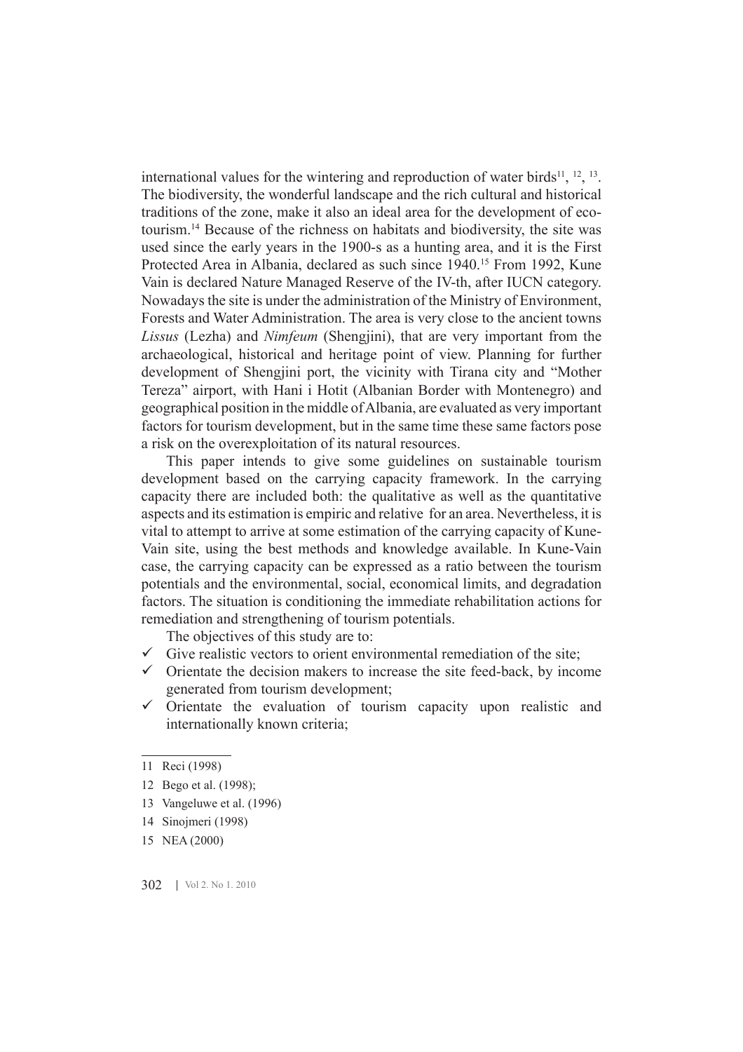international values for the wintering and reproduction of water birds[11], [12], [13]. The biodiversity, the wonderful landscape and the rich cultural and historical traditions of the zone, make it also an ideal area for the development of eco-tourism.[14] Because of the richness on habitats and biodiversity, the site was used since the early years in the 1900-s as a hunting area, and it is the First Protected Area in Albania, declared as such since 1940.[15] From 1992, Kune Vain is declared Nature Managed Reserve of the IV-th, after IUCN category. Nowadays the site is under the administration of the Ministry of Environment, Forests and Water Administration. The area is very close to the ancient towns *Lissus* (Lezha) and *Nimfeum* (Shengjini), that are very important from the archaeological, historical and heritage point of view. Planning for further development of Shengjini port, the vicinity with Tirana city and "Mother Tereza" airport, with Hani i Hotit (Albanian Border with Montenegro) and geographical position in the middle of Albania, are evaluated as very important factors for tourism development, but in the same time these same factors pose a risk on the overexploitation of its natural resources.

This paper intends to give some guidelines on sustainable tourism development based on the carrying capacity framework. In the carrying capacity there are included both: the qualitative as well as the quantitative aspects and its estimation is empiric and relative for an area. Nevertheless, it is vital to attempt to arrive at some estimation of the carrying capacity of Kune-Vain site, using the best methods and knowledge available. In Kune-Vain case, the carrying capacity can be expressed as a ratio between the tourism potentials and the environmental, social, economical limits, and degradation factors. The situation is conditioning the immediate rehabilitation actions for remediation and strengthening of tourism potentials.

The objectives of this study are to:

- ✓ Give realistic vectors to orient environmental remediation of the site;
- ✓ Orientate the decision makers to increase the site feed-back, by income generated from tourism development;
- ✓ Orientate the evaluation of tourism capacity upon realistic and internationally known criteria;

---

11 Reci (1998)

12 Bego et al. (1998);

13 Vangeluwe et al. (1996)

14 Sinojmeri (1998)

15 NEA (2000)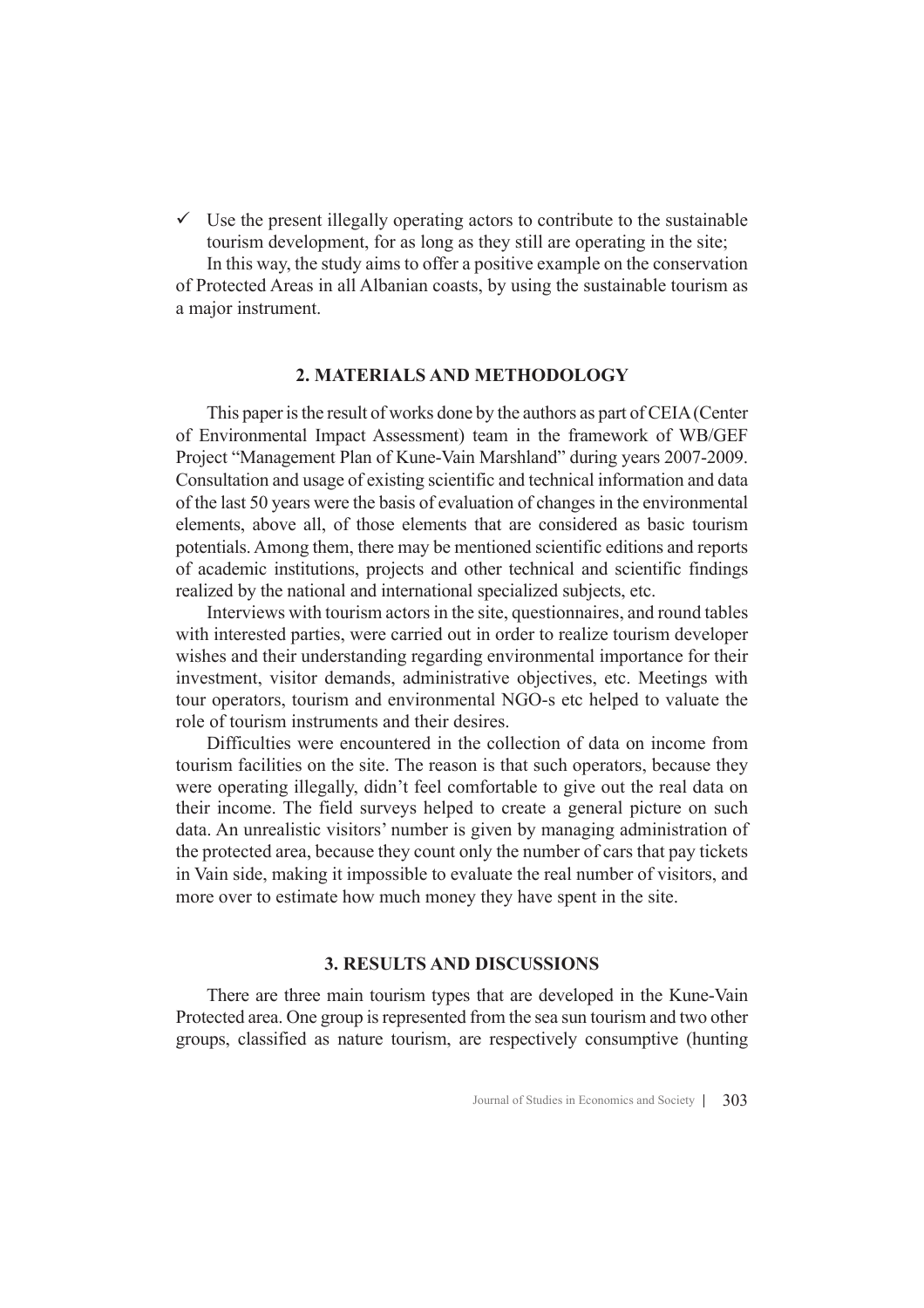- ✓ Use the present illegally operating actors to contribute to the sustainable tourism development, for as long as they still are operating in the site;

In this way, the study aims to offer a positive example on the conservation of Protected Areas in all Albanian coasts, by using the sustainable tourism as a major instrument.

## 2. MATERIALS AND METHODOLOGY

This paper is the result of works done by the authors as part of CEIA (Center of Environmental Impact Assessment) team in the framework of WB/GEF Project "Management Plan of Kune-Vain Marshland" during years 2007-2009. Consultation and usage of existing scientific and technical information and data of the last 50 years were the basis of evaluation of changes in the environmental elements, above all, of those elements that are considered as basic tourism potentials. Among them, there may be mentioned scientific editions and reports of academic institutions, projects and other technical and scientific findings realized by the national and international specialized subjects, etc.

Interviews with tourism actors in the site, questionnaires, and round tables with interested parties, were carried out in order to realize tourism developer wishes and their understanding regarding environmental importance for their investment, visitor demands, administrative objectives, etc. Meetings with tour operators, tourism and environmental NGO-s etc helped to valuate the role of tourism instruments and their desires.

Difficulties were encountered in the collection of data on income from tourism facilities on the site. The reason is that such operators, because they were operating illegally, didn't feel comfortable to give out the real data on their income. The field surveys helped to create a general picture on such data. An unrealistic visitors' number is given by managing administration of the protected area, because they count only the number of cars that pay tickets in Vain side, making it impossible to evaluate the real number of visitors, and more over to estimate how much money they have spent in the site.

## 3. RESULTS AND DISCUSSIONS

There are three main tourism types that are developed in the Kune-Vain Protected area. One group is represented from the sea sun tourism and two other groups, classified as nature tourism, are respectively consumptive (hunting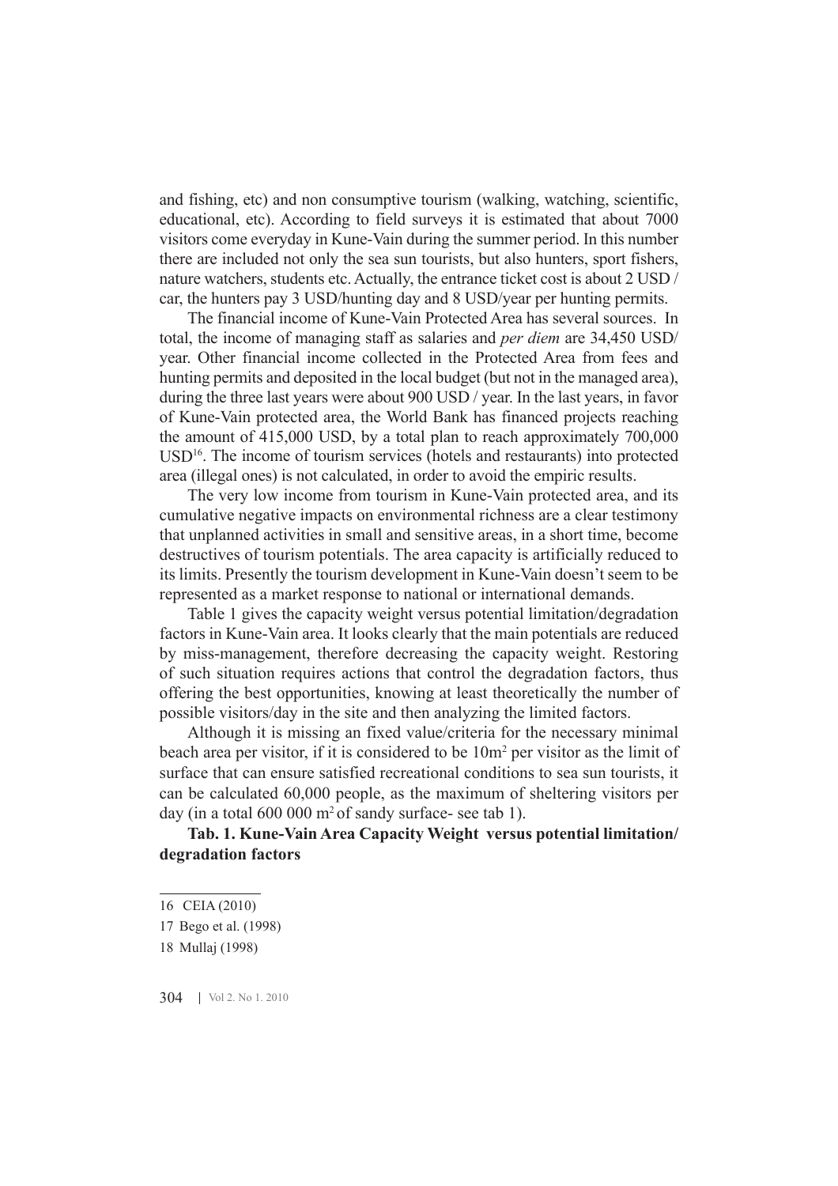and fishing, etc) and non consumptive tourism (walking, watching, scientific, educational, etc). According to field surveys it is estimated that about 7000 visitors come everyday in Kune-Vain during the summer period. In this number there are included not only the sea sun tourists, but also hunters, sport fishers, nature watchers, students etc. Actually, the entrance ticket cost is about 2 USD / car, the hunters pay 3 USD/hunting day and 8 USD/year per hunting permits.

The financial income of Kune-Vain Protected Area has several sources. In total, the income of managing staff as salaries and *per diem* are 34,450 USD/ year. Other financial income collected in the Protected Area from fees and hunting permits and deposited in the local budget (but not in the managed area), during the three last years were about 900 USD / year. In the last years, in favor of Kune-Vain protected area, the World Bank has financed projects reaching the amount of 415,000 USD, by a total plan to reach approximately 700,000 USD[16]. The income of tourism services (hotels and restaurants) into protected area (illegal ones) is not calculated, in order to avoid the empiric results.

The very low income from tourism in Kune-Vain protected area, and its cumulative negative impacts on environmental richness are a clear testimony that unplanned activities in small and sensitive areas, in a short time, become destructives of tourism potentials. The area capacity is artificially reduced to its limits. Presently the tourism development in Kune-Vain doesn't seem to be represented as a market response to national or international demands.

Table 1 gives the capacity weight versus potential limitation/degradation factors in Kune-Vain area. It looks clearly that the main potentials are reduced by miss-management, therefore decreasing the capacity weight. Restoring of such situation requires actions that control the degradation factors, thus offering the best opportunities, knowing at least theoretically the number of possible visitors/day in the site and then analyzing the limited factors.

Although it is missing an fixed value/criteria for the necessary minimal beach area per visitor, if it is considered to be 10m$^2$ per visitor as the limit of surface that can ensure satisfied recreational conditions to sea sun tourists, it can be calculated 60,000 people, as the maximum of sheltering visitors per day (in a total 600 000 m$^2$ of sandy surface- see tab 1).

**Tab. 1. Kune-Vain Area Capacity Weight versus potential limitation/ degradation factors**

---

16 CEIA (2010)

17 Bego et al. (1998)

18 Mullaj (1998)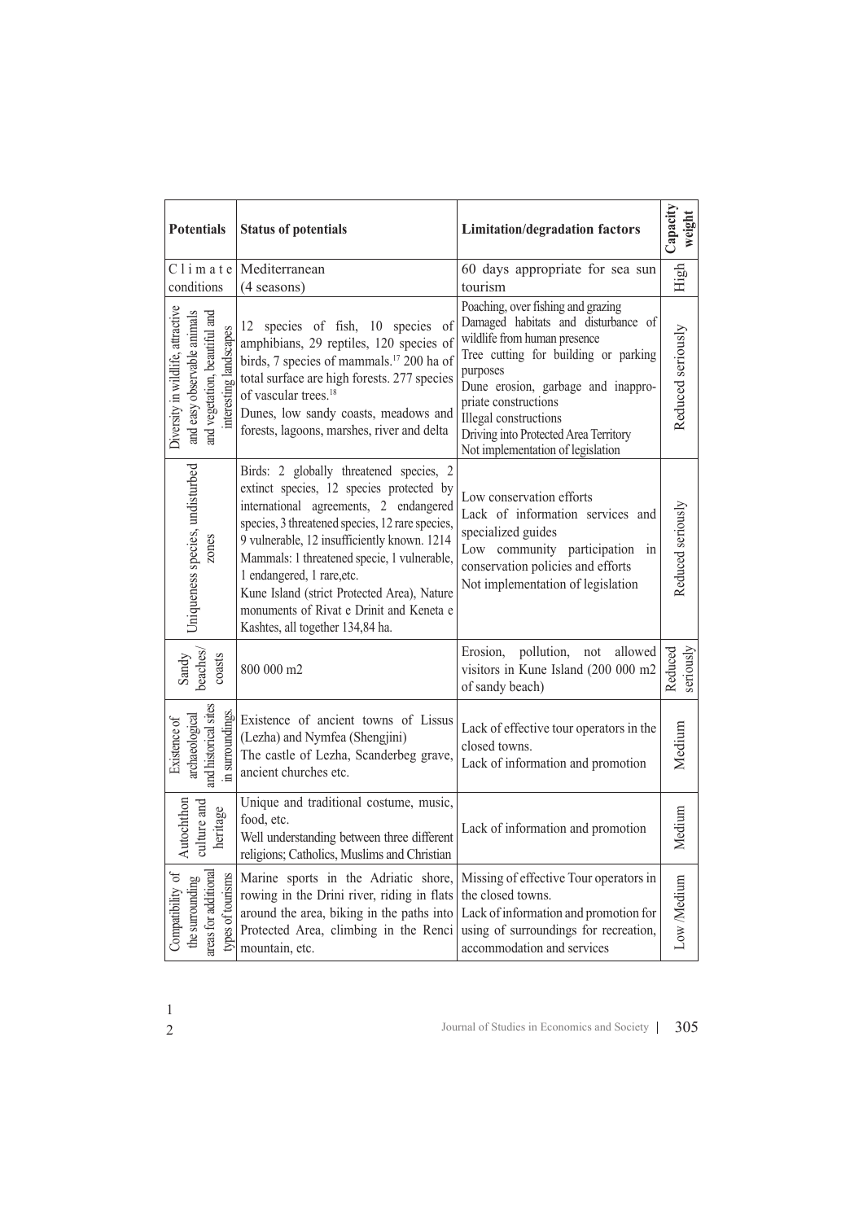| Potentials | Status of potentials | Limitation/degradation factors | Capacity weight |
|---|---|---|---|
| Climate conditions | Mediterranean (4 seasons) | 60 days appropriate for sea sun tourism | High |
| Diversity in wildlife, attractive and easy observable animals and vegetation, beautiful and interesting landscapes | 12 species of fish, 10 species of amphibians, 29 reptiles, 120 species of birds, 7 species of mammals.[17] 200 ha of total surface are high forests. 277 species of vascular trees.[18] Dunes, low sandy coasts, meadows and forests, lagoons, marshes, river and delta | Poaching, over fishing and grazing Damaged habitats and disturbance of wildlife from human presence Tree cutting for building or parking purposes Dune erosion, garbage and inappropriate constructions Illegal constructions Driving into Protected Area Territory Not implementation of legislation | Reduced seriously |
| Uniqueness species, undisturbed zones | Birds: 2 globally threatened species, 2 extinct species, 12 species protected by international agreements, 2 endangered species, 3 threatened species, 12 rare species, 9 vulnerable, 12 insufficiently known. 1214 Mammals: 1 threatened specie, 1 vulnerable, 1 endangered, 1 rare, etc. Kune Island (strict Protected Area), Nature monuments of Rivat e Drinit and Keneta e Kashtes, all together 134,84 ha. | Low conservation efforts Lack of information services and specialized guides Low community participation in conservation policies and efforts Not implementation of legislation | Reduced seriously |
| Sandy beaches/ coasts | 800 000 m2 | Erosion, pollution, not allowed visitors in Kune Island (200 000 m2 of sandy beach) | Reduced seriously |
| Existence of archaeological and historical sites in surroundings. | Existence of ancient towns of Lissus (Lezha) and Nymfea (Shengjini) The castle of Lezha, Scanderbeg grave, ancient churches etc. | Lack of effective tour operators in the closed towns. Lack of information and promotion | Medium |
| Autochthon culture and heritage | Unique and traditional costume, music, food, etc. Well understanding between three different religions; Catholics, Muslims and Christian | Lack of information and promotion | Medium |
| Compatibility of the surrounding areas for additional types of tourisms | Marine sports in the Adriatic shore, rowing in the Drini river, riding in flats around the area, biking in the paths into Protected Area, climbing in the Renci mountain, etc. | Missing of effective Tour operators in the closed towns. Lack of information and promotion for using of surroundings for recreation, accommodation and services | Low /Medium |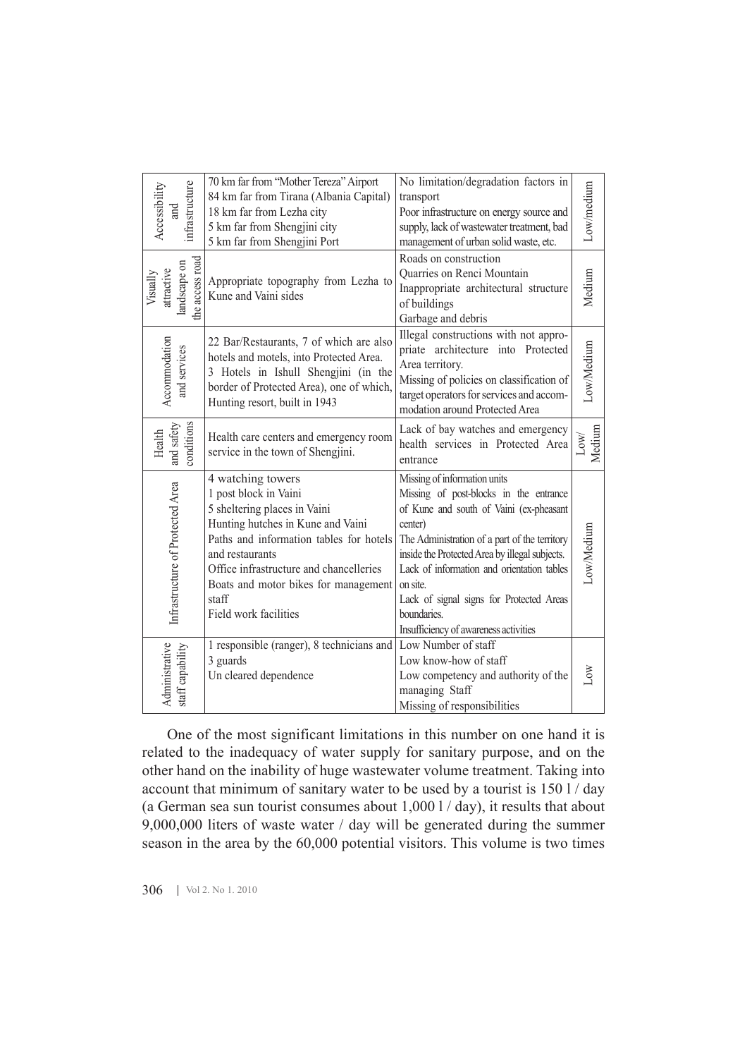| | | | |
|---|---|---|---|
| Accessibility and infrastructure | 70 km far from "Mother Tereza" Airport<br>84 km far from Tirana (Albania Capital)<br>18 km far from Lezha city<br>5 km far from Shengjini city<br>5 km far from Shengjini Port | No limitation/degradation factors in transport<br>Poor infrastructure on energy source and supply, lack of wastewater treatment, bad management of urban solid waste, etc. | Low/medium |
| Visually attractive landscape on the access road | Appropriate topography from Lezha to Kune and Vaini sides | Roads on construction<br>Quarries on Renci Mountain<br>Inappropriate architectural structure of buildings<br>Garbage and debris | Medium |
| Accommodation and services | 22 Bar/Restaurants, 7 of which are also hotels and motels, into Protected Area.<br>3 Hotels in Ishull Shengjini (in the border of Protected Area), one of which, Hunting resort, built in 1943 | Illegal constructions with not appropriate architecture into Protected Area territory.<br>Missing of policies on classification of target operators for services and accommodation around Protected Area | Low/Medium |
| Health and safety conditions | Health care centers and emergency room service in the town of Shengjini. | Lack of bay watches and emergency health services in Protected Area entrance | Low/ Medium |
| Infrastructure of Protected Area | 4 watching towers<br>1 post block in Vaini<br>5 sheltering places in Vaini<br>Hunting hutches in Kune and Vaini<br>Paths and information tables for hotels and restaurants<br>Office infrastructure and chancelleries<br>Boats and motor bikes for management staff<br>Field work facilities | Missing of information units<br>Missing of post-blocks in the entrance of Kune and south of Vaini (ex-pheasant center)<br>The Administration of a part of the territory inside the Protected Area by illegal subjects.<br>Lack of information and orientation tables on site.<br>Lack of signal signs for Protected Areas boundaries.<br>Insufficiency of awareness activities | Low/Medium |
| Administrative staff capability | 1 responsible (ranger), 8 technicians and 3 guards<br>Un cleared dependence | Low Number of staff<br>Low know-how of staff<br>Low competency and authority of the managing Staff<br>Missing of responsibilities | Low |

One of the most significant limitations in this number on one hand it is related to the inadequacy of water supply for sanitary purpose, and on the other hand on the inability of huge wastewater volume treatment. Taking into account that minimum of sanitary water to be used by a tourist is 150 l / day (a German sea sun tourist consumes about 1,000 l / day), it results that about 9,000,000 liters of waste water / day will be generated during the summer season in the area by the 60,000 potential visitors. This volume is two times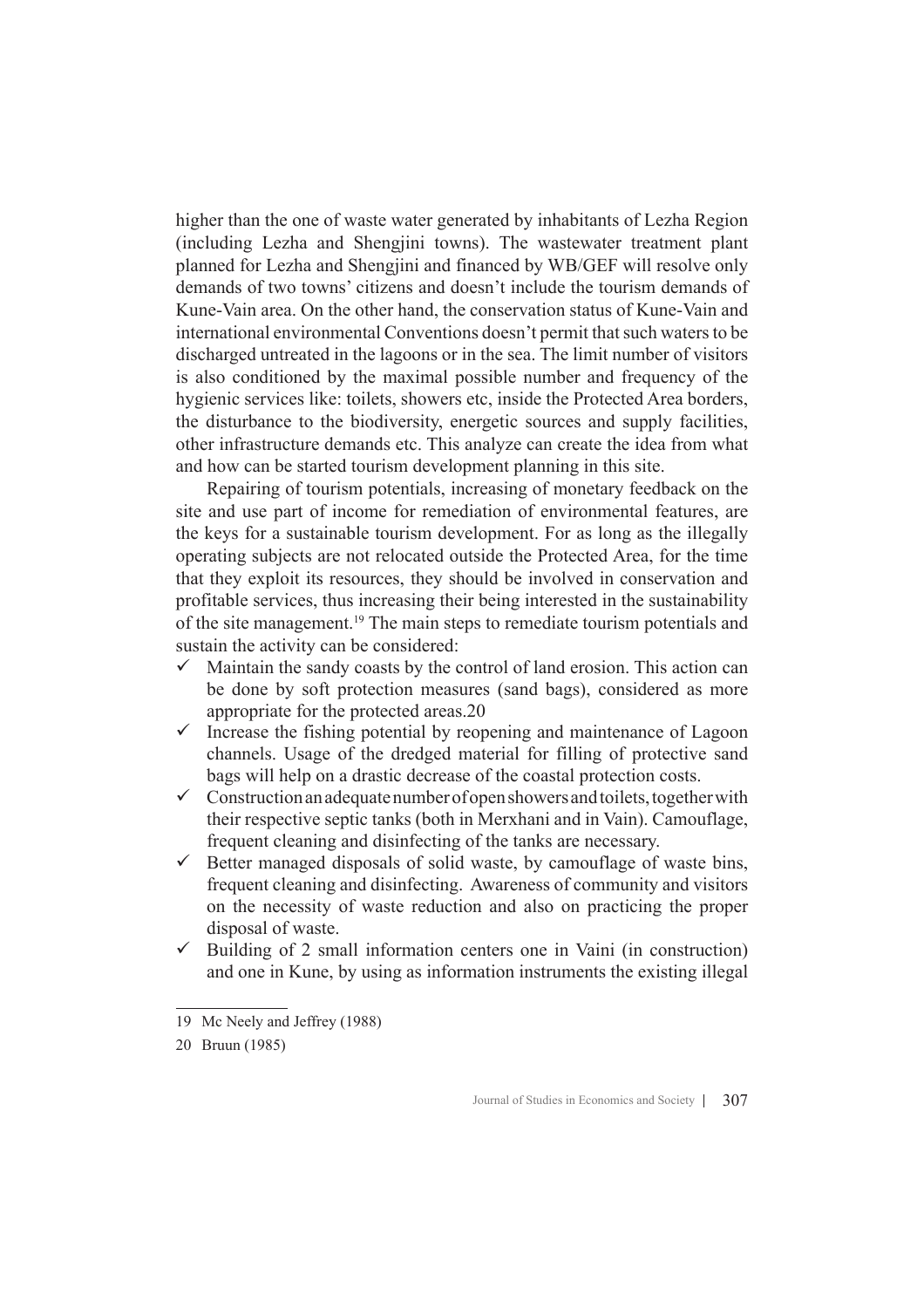higher than the one of waste water generated by inhabitants of Lezha Region (including Lezha and Shengjini towns). The wastewater treatment plant planned for Lezha and Shengjini and financed by WB/GEF will resolve only demands of two towns' citizens and doesn't include the tourism demands of Kune-Vain area. On the other hand, the conservation status of Kune-Vain and international environmental Conventions doesn't permit that such waters to be discharged untreated in the lagoons or in the sea. The limit number of visitors is also conditioned by the maximal possible number and frequency of the hygienic services like: toilets, showers etc, inside the Protected Area borders, the disturbance to the biodiversity, energetic sources and supply facilities, other infrastructure demands etc. This analyze can create the idea from what and how can be started tourism development planning in this site.

Repairing of tourism potentials, increasing of monetary feedback on the site and use part of income for remediation of environmental features, are the keys for a sustainable tourism development. For as long as the illegally operating subjects are not relocated outside the Protected Area, for the time that they exploit its resources, they should be involved in conservation and profitable services, thus increasing their being interested in the sustainability of the site management.[19] The main steps to remediate tourism potentials and sustain the activity can be considered:

- ✓ Maintain the sandy coasts by the control of land erosion. This action can be done by soft protection measures (sand bags), considered as more appropriate for the protected areas.20
- ✓ Increase the fishing potential by reopening and maintenance of Lagoon channels. Usage of the dredged material for filling of protective sand bags will help on a drastic decrease of the coastal protection costs.
- ✓ Construction an adequate number of open showers and toilets, together with their respective septic tanks (both in Merxhani and in Vain). Camouflage, frequent cleaning and disinfecting of the tanks are necessary.
- ✓ Better managed disposals of solid waste, by camouflage of waste bins, frequent cleaning and disinfecting. Awareness of community and visitors on the necessity of waste reduction and also on practicing the proper disposal of waste.
- ✓ Building of 2 small information centers one in Vaini (in construction) and one in Kune, by using as information instruments the existing illegal

---

19 Mc Neely and Jeffrey (1988)

20 Bruun (1985)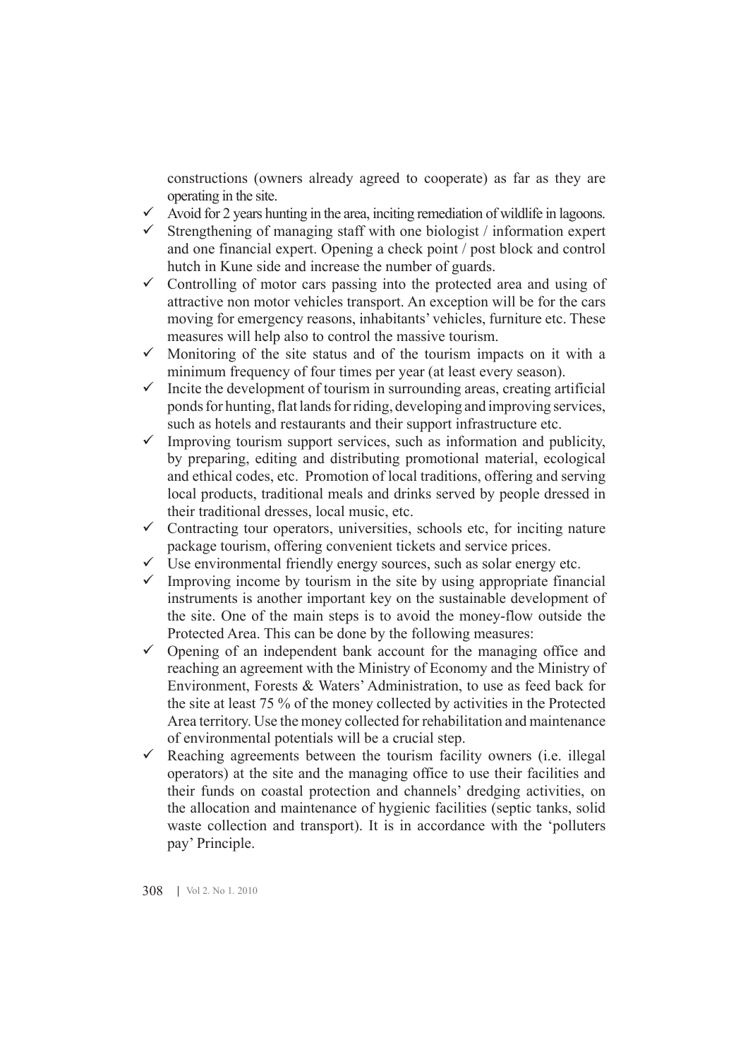constructions (owners already agreed to cooperate) as far as they are operating in the site.

- ✓ Avoid for 2 years hunting in the area, inciting remediation of wildlife in lagoons.
- ✓ Strengthening of managing staff with one biologist / information expert and one financial expert. Opening a check point / post block and control hutch in Kune side and increase the number of guards.
- ✓ Controlling of motor cars passing into the protected area and using of attractive non motor vehicles transport. An exception will be for the cars moving for emergency reasons, inhabitants' vehicles, furniture etc. These measures will help also to control the massive tourism.
- ✓ Monitoring of the site status and of the tourism impacts on it with a minimum frequency of four times per year (at least every season).
- ✓ Incite the development of tourism in surrounding areas, creating artificial ponds for hunting, flat lands for riding, developing and improving services, such as hotels and restaurants and their support infrastructure etc.
- ✓ Improving tourism support services, such as information and publicity, by preparing, editing and distributing promotional material, ecological and ethical codes, etc. Promotion of local traditions, offering and serving local products, traditional meals and drinks served by people dressed in their traditional dresses, local music, etc.
- ✓ Contracting tour operators, universities, schools etc, for inciting nature package tourism, offering convenient tickets and service prices.
- ✓ Use environmental friendly energy sources, such as solar energy etc.
- ✓ Improving income by tourism in the site by using appropriate financial instruments is another important key on the sustainable development of the site. One of the main steps is to avoid the money-flow outside the Protected Area. This can be done by the following measures:
- ✓ Opening of an independent bank account for the managing office and reaching an agreement with the Ministry of Economy and the Ministry of Environment, Forests & Waters' Administration, to use as feed back for the site at least 75 % of the money collected by activities in the Protected Area territory. Use the money collected for rehabilitation and maintenance of environmental potentials will be a crucial step.
- ✓ Reaching agreements between the tourism facility owners (i.e. illegal operators) at the site and the managing office to use their facilities and their funds on coastal protection and channels' dredging activities, on the allocation and maintenance of hygienic facilities (septic tanks, solid waste collection and transport). It is in accordance with the 'polluters pay' Principle.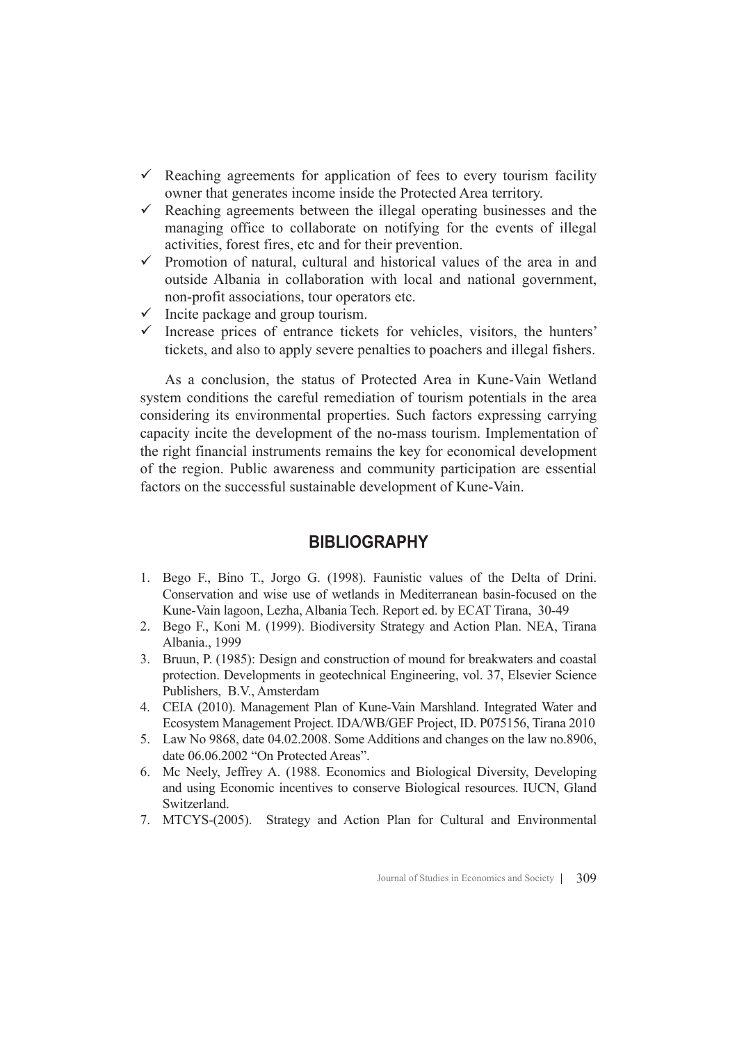- ✓ Reaching agreements for application of fees to every tourism facility owner that generates income inside the Protected Area territory.
- ✓ Reaching agreements between the illegal operating businesses and the managing office to collaborate on notifying for the events of illegal activities, forest fires, etc and for their prevention.
- ✓ Promotion of natural, cultural and historical values of the area in and outside Albania in collaboration with local and national government, non-profit associations, tour operators etc.
- ✓ Incite package and group tourism.
- ✓ Increase prices of entrance tickets for vehicles, visitors, the hunters' tickets, and also to apply severe penalties to poachers and illegal fishers.

As a conclusion, the status of Protected Area in Kune-Vain Wetland system conditions the careful remediation of tourism potentials in the area considering its environmental properties. Such factors expressing carrying capacity incite the development of the no-mass tourism. Implementation of the right financial instruments remains the key for economical development of the region. Public awareness and community participation are essential factors on the successful sustainable development of Kune-Vain.

## BIBLIOGRAPHY

1. Bego F., Bino T., Jorgo G. (1998). Faunistic values of the Delta of Drini. Conservation and wise use of wetlands in Mediterranean basin-focused on the Kune-Vain lagoon, Lezha, Albania Tech. Report ed. by ECAT Tirana, 30-49
2. Bego F., Koni M. (1999). Biodiversity Strategy and Action Plan. NEA, Tirana Albania., 1999
3. Bruun, P. (1985): Design and construction of mound for breakwaters and coastal protection. Developments in geotechnical Engineering, vol. 37, Elsevier Science Publishers, B.V., Amsterdam
4. CEIA (2010). Management Plan of Kune-Vain Marshland. Integrated Water and Ecosystem Management Project. IDA/WB/GEF Project, ID. P075156, Tirana 2010
5. Law No 9868, date 04.02.2008. Some Additions and changes on the law no.8906, date 06.06.2002 "On Protected Areas".
6. Mc Neely, Jeffrey A. (1988. Economics and Biological Diversity, Developing and using Economic incentives to conserve Biological resources. IUCN, Gland Switzerland.
7. MTCYS-(2005). Strategy and Action Plan for Cultural and Environmental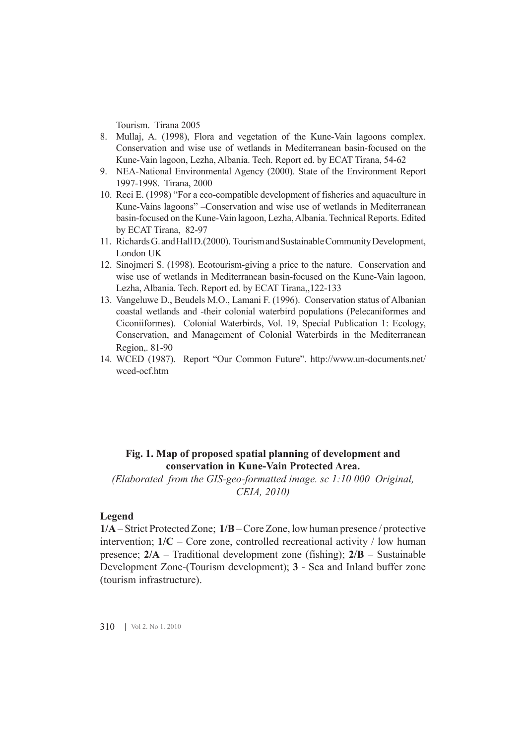Tourism. Tirana 2005

8. Mullaj, A. (1998), Flora and vegetation of the Kune-Vain lagoons complex. Conservation and wise use of wetlands in Mediterranean basin-focused on the Kune-Vain lagoon, Lezha, Albania. Tech. Report ed. by ECAT Tirana, 54-62
9. NEA-National Environmental Agency (2000). State of the Environment Report 1997-1998. Tirana, 2000
10. Reci E. (1998) "For a eco-compatible development of fisheries and aquaculture in Kune-Vains lagoons" –Conservation and wise use of wetlands in Mediterranean basin-focused on the Kune-Vain lagoon, Lezha, Albania. Technical Reports. Edited by ECAT Tirana, 82-97
11. Richards G. and Hall D.(2000). Tourism and Sustainable Community Development, London UK
12. Sinojmeri S. (1998). Ecotourism-giving a price to the nature. Conservation and wise use of wetlands in Mediterranean basin-focused on the Kune-Vain lagoon, Lezha, Albania. Tech. Report ed. by ECAT Tirana,,122-133
13. Vangeluwe D., Beudels M.O., Lamani F. (1996). Conservation status of Albanian coastal wetlands and -their colonial waterbird populations (Pelecaniformes and Ciconiiformes). Colonial Waterbirds, Vol. 19, Special Publication 1: Ecology, Conservation, and Management of Colonial Waterbirds in the Mediterranean Region,. 81-90
14. WCED (1987). Report "Our Common Future". http://www.un-documents.net/wced-ocf.htm

**Fig. 1. Map of proposed spatial planning of development and conservation in Kune-Vain Protected Area.**

*(Elaborated from the GIS-geo-formatted image. sc 1:10 000 Original, CEIA, 2010)*

**Legend**

**1/A** – Strict Protected Zone; **1/B** – Core Zone, low human presence / protective intervention; **1/C** – Core zone, controlled recreational activity / low human presence; **2/A** – Traditional development zone (fishing); **2/B** – Sustainable Development Zone-(Tourism development); **3** - Sea and Inland buffer zone (tourism infrastructure).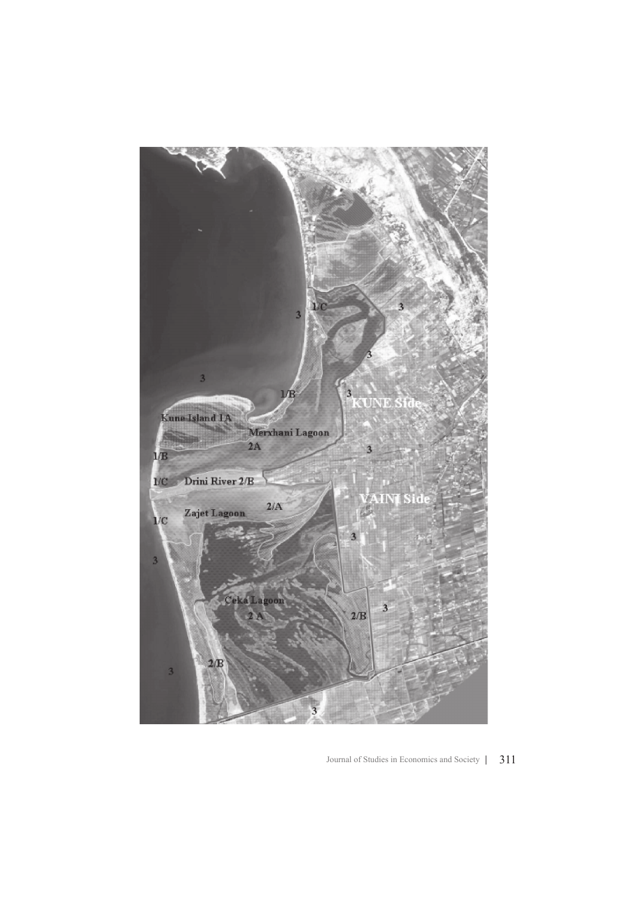1/C

3

3

3

3

1/B

3

KUNE Side

Kune Island 1A

Merxhani Lagoon

2A

3

1/B

1/C

Drini River 2/B

VAINI Side

2/A

Zajet Lagoon

1/C

3

3

Ceka Lagoon

2 A

2/B

3

2/B

3

3